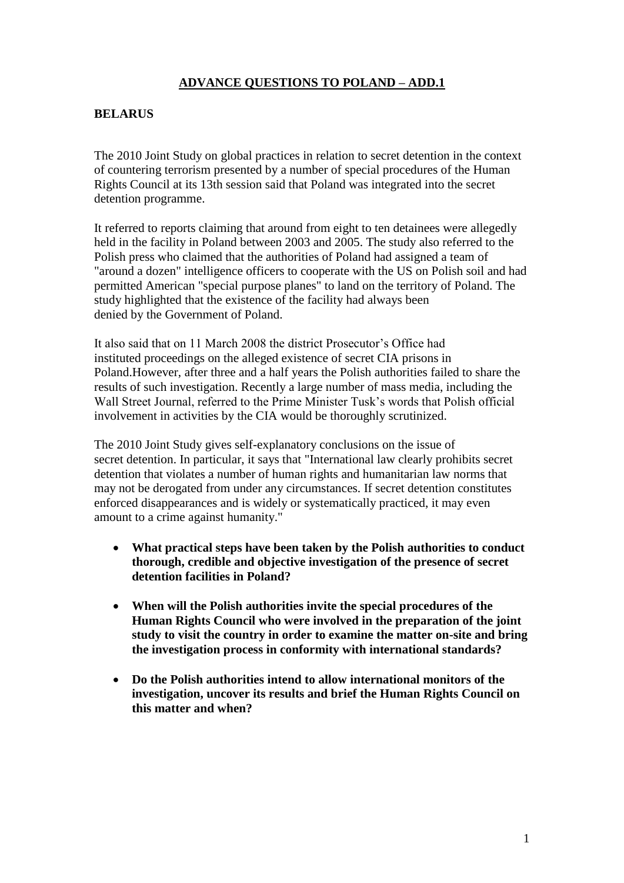# ADVANCE QUESTIONS TO POLAND – ADD.1

## BELARUS

The 2010 Joint Study on global practices in relation to secret detention in the context of countering terrorism presented by a number of special procedures of the Human Rights Council at its 13th session said that Poland was integrated into the secret detention programme.

It referred to reports claiming that around from eight to ten detainees were allegedly held in the facility in Poland between 2003 and 2005. The study also referred to the Polish press who claimed that the authorities of Poland had assigned a team of "around a dozen" intelligence officers to cooperate with the US on Polish soil and had permitted American "special purpose planes" to land on the territory of Poland. The study highlighted that the existence of the facility had always been denied by the Government of Poland.

It also said that on 11 March 2008 the district Prosecutor's Office had instituted proceedings on the alleged existence of secret CIA prisons in Poland.However, after three and a half years the Polish authorities failed to share the results of such investigation. Recently a large number of mass media, including the Wall Street Journal, referred to the Prime Minister Tusk's words that Polish official involvement in activities by the CIA would be thoroughly scrutinized.

The 2010 Joint Study gives self-explanatory conclusions on the issue of secret detention. In particular, it says that "International law clearly prohibits secret detention that violates a number of human rights and humanitarian law norms that may not be derogated from under any circumstances. If secret detention constitutes enforced disappearances and is widely or systematically practiced, it may even amount to a crime against humanity."

- **What practical steps have been taken by the Polish authorities to conduct thorough, credible and objective investigation of the presence of secret detention facilities in Poland?**
- **When will the Polish authorities invite the special procedures of the Human Rights Council who were involved in the preparation of the joint study to visit the country in order to examine the matter on-site and bring the investigation process in conformity with international standards?**
- **Do the Polish authorities intend to allow international monitors of the investigation, uncover its results and brief the Human Rights Council on this matter and when?**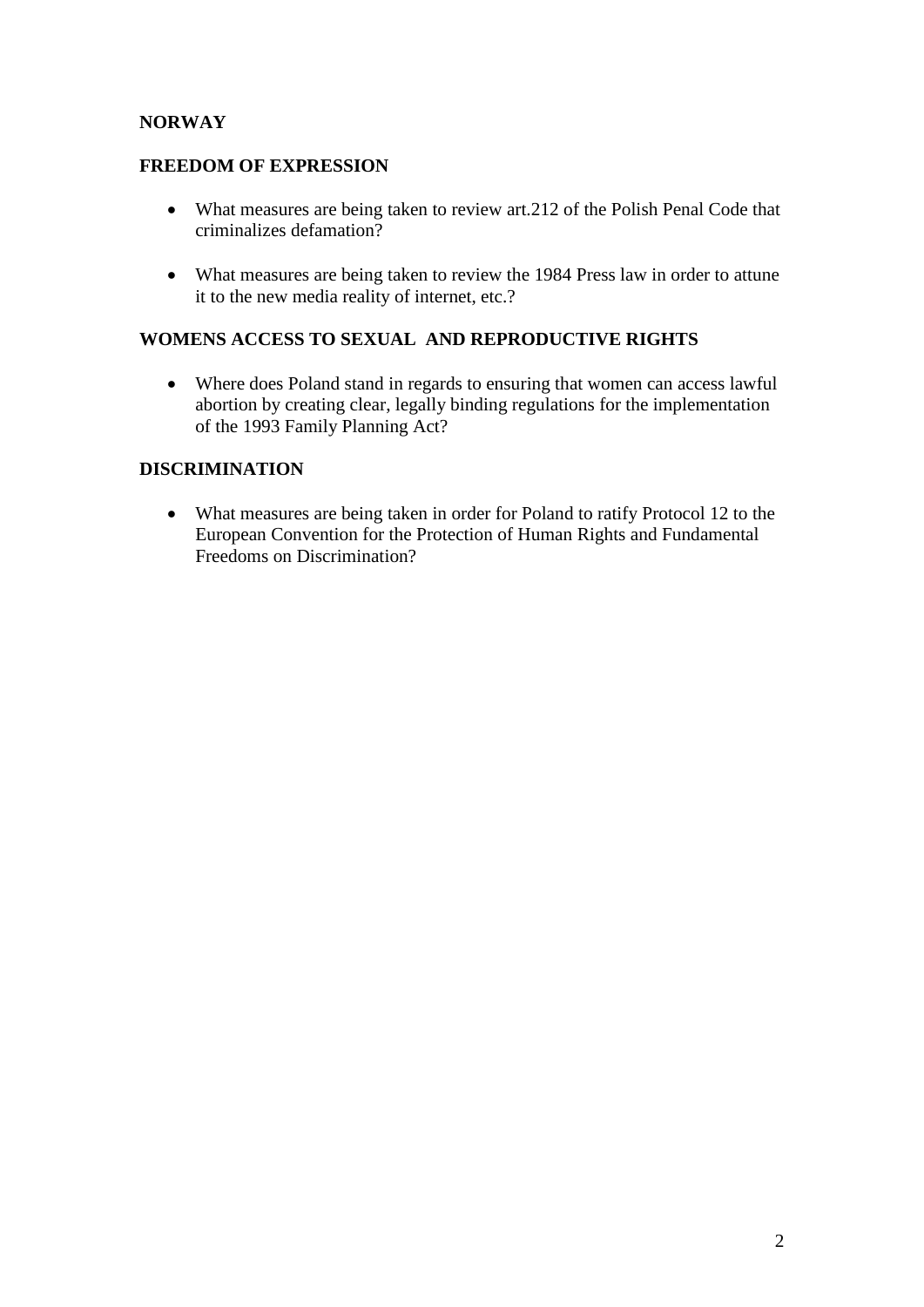**NORWAY**

**FREEDOM OF EXPRESSION**

- What measures are being taken to review art.212 of the Polish Penal Code that criminalizes defamation?
- What measures are being taken to review the 1984 Press law in order to attune it to the new media reality of internet, etc.?

**WOMENS ACCESS TO SEXUAL AND REPRODUCTIVE RIGHTS**

- Where does Poland stand in regards to ensuring that women can access lawful abortion by creating clear, legally binding regulations for the implementation of the 1993 Family Planning Act?

**DISCRIMINATION**

- What measures are being taken in order for Poland to ratify Protocol 12 to the European Convention for the Protection of Human Rights and Fundamental Freedoms on Discrimination?